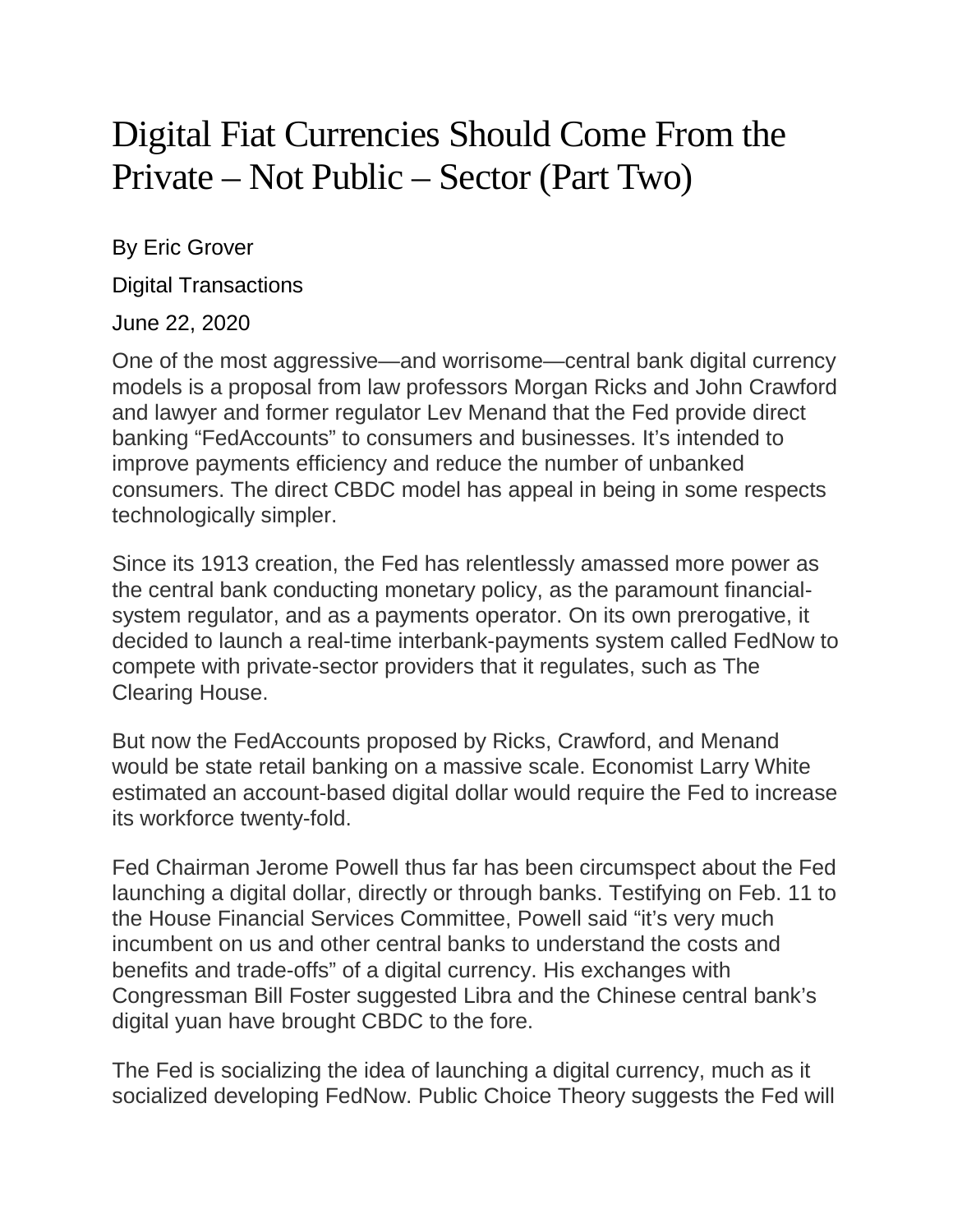# Digital Fiat Currencies Should Come From the Private – Not Public – Sector (Part Two)

By Eric Grover

Digital Transactions

June 22, 2020

One of the most aggressive—and worrisome—central bank digital currency models is a proposal from law professors Morgan Ricks and John Crawford and lawyer and former regulator Lev Menand that the Fed provide direct banking "FedAccounts" to consumers and businesses. It's intended to improve payments efficiency and reduce the number of unbanked consumers. The direct CBDC model has appeal in being in some respects technologically simpler.

Since its 1913 creation, the Fed has relentlessly amassed more power as the central bank conducting monetary policy, as the paramount financial-system regulator, and as a payments operator. On its own prerogative, it decided to launch a real-time interbank-payments system called FedNow to compete with private-sector providers that it regulates, such as The Clearing House.

But now the FedAccounts proposed by Ricks, Crawford, and Menand would be state retail banking on a massive scale. Economist Larry White estimated an account-based digital dollar would require the Fed to increase its workforce twenty-fold.

Fed Chairman Jerome Powell thus far has been circumspect about the Fed launching a digital dollar, directly or through banks. Testifying on Feb. 11 to the House Financial Services Committee, Powell said "it's very much incumbent on us and other central banks to understand the costs and benefits and trade-offs" of a digital currency. His exchanges with Congressman Bill Foster suggested Libra and the Chinese central bank's digital yuan have brought CBDC to the fore.

The Fed is socializing the idea of launching a digital currency, much as it socialized developing FedNow. Public Choice Theory suggests the Fed will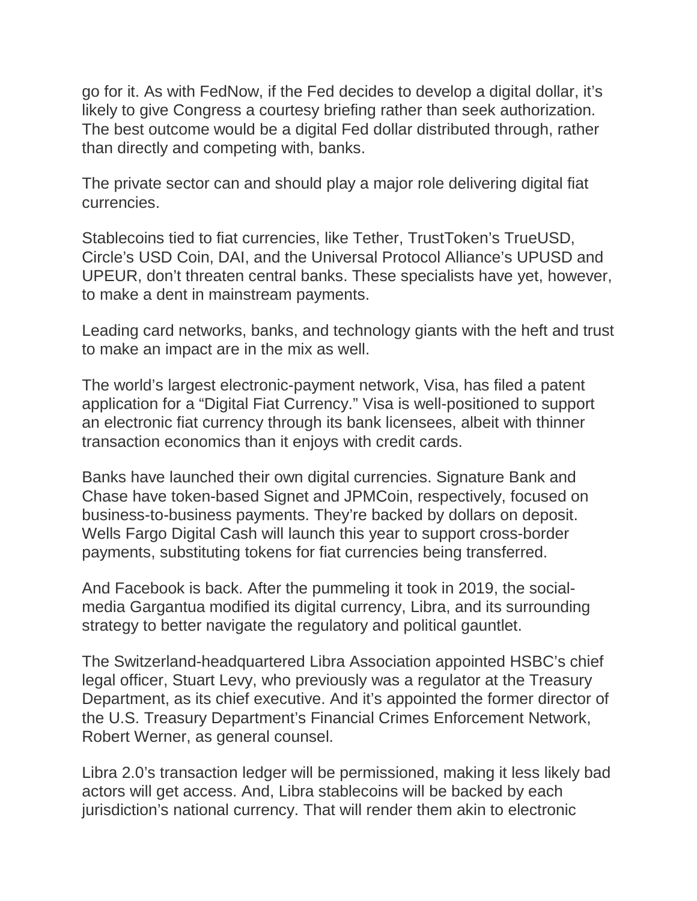go for it. As with FedNow, if the Fed decides to develop a digital dollar, it's likely to give Congress a courtesy briefing rather than seek authorization. The best outcome would be a digital Fed dollar distributed through, rather than directly and competing with, banks.

The private sector can and should play a major role delivering digital fiat currencies.

Stablecoins tied to fiat currencies, like Tether, TrustToken's TrueUSD, Circle's USD Coin, DAI, and the Universal Protocol Alliance's UPUSD and UPEUR, don't threaten central banks. These specialists have yet, however, to make a dent in mainstream payments.

Leading card networks, banks, and technology giants with the heft and trust to make an impact are in the mix as well.

The world's largest electronic-payment network, Visa, has filed a patent application for a "Digital Fiat Currency." Visa is well-positioned to support an electronic fiat currency through its bank licensees, albeit with thinner transaction economics than it enjoys with credit cards.

Banks have launched their own digital currencies. Signature Bank and Chase have token-based Signet and JPMCoin, respectively, focused on business-to-business payments. They're backed by dollars on deposit. Wells Fargo Digital Cash will launch this year to support cross-border payments, substituting tokens for fiat currencies being transferred.

And Facebook is back. After the pummeling it took in 2019, the social-media Gargantua modified its digital currency, Libra, and its surrounding strategy to better navigate the regulatory and political gauntlet.

The Switzerland-headquartered Libra Association appointed HSBC's chief legal officer, Stuart Levy, who previously was a regulator at the Treasury Department, as its chief executive. And it's appointed the former director of the U.S. Treasury Department's Financial Crimes Enforcement Network, Robert Werner, as general counsel.

Libra 2.0's transaction ledger will be permissioned, making it less likely bad actors will get access. And, Libra stablecoins will be backed by each jurisdiction's national currency. That will render them akin to electronic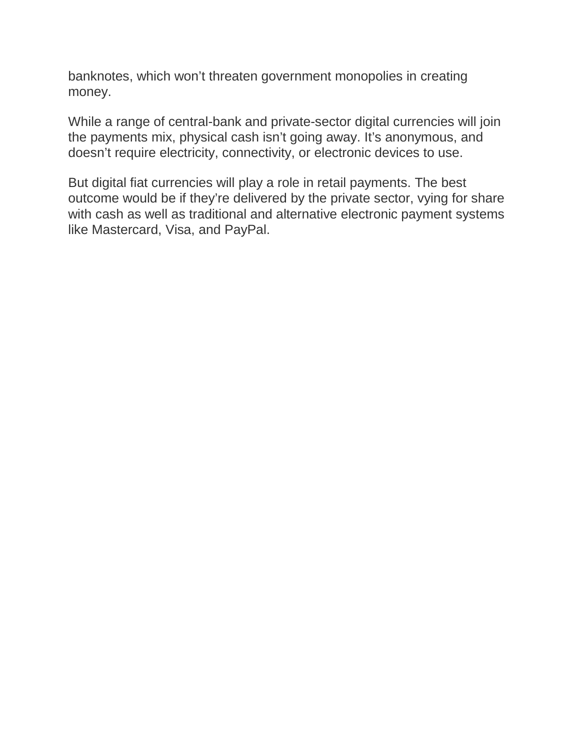banknotes, which won't threaten government monopolies in creating money.

While a range of central-bank and private-sector digital currencies will join the payments mix, physical cash isn't going away. It's anonymous, and doesn't require electricity, connectivity, or electronic devices to use.

But digital fiat currencies will play a role in retail payments. The best outcome would be if they're delivered by the private sector, vying for share with cash as well as traditional and alternative electronic payment systems like Mastercard, Visa, and PayPal.